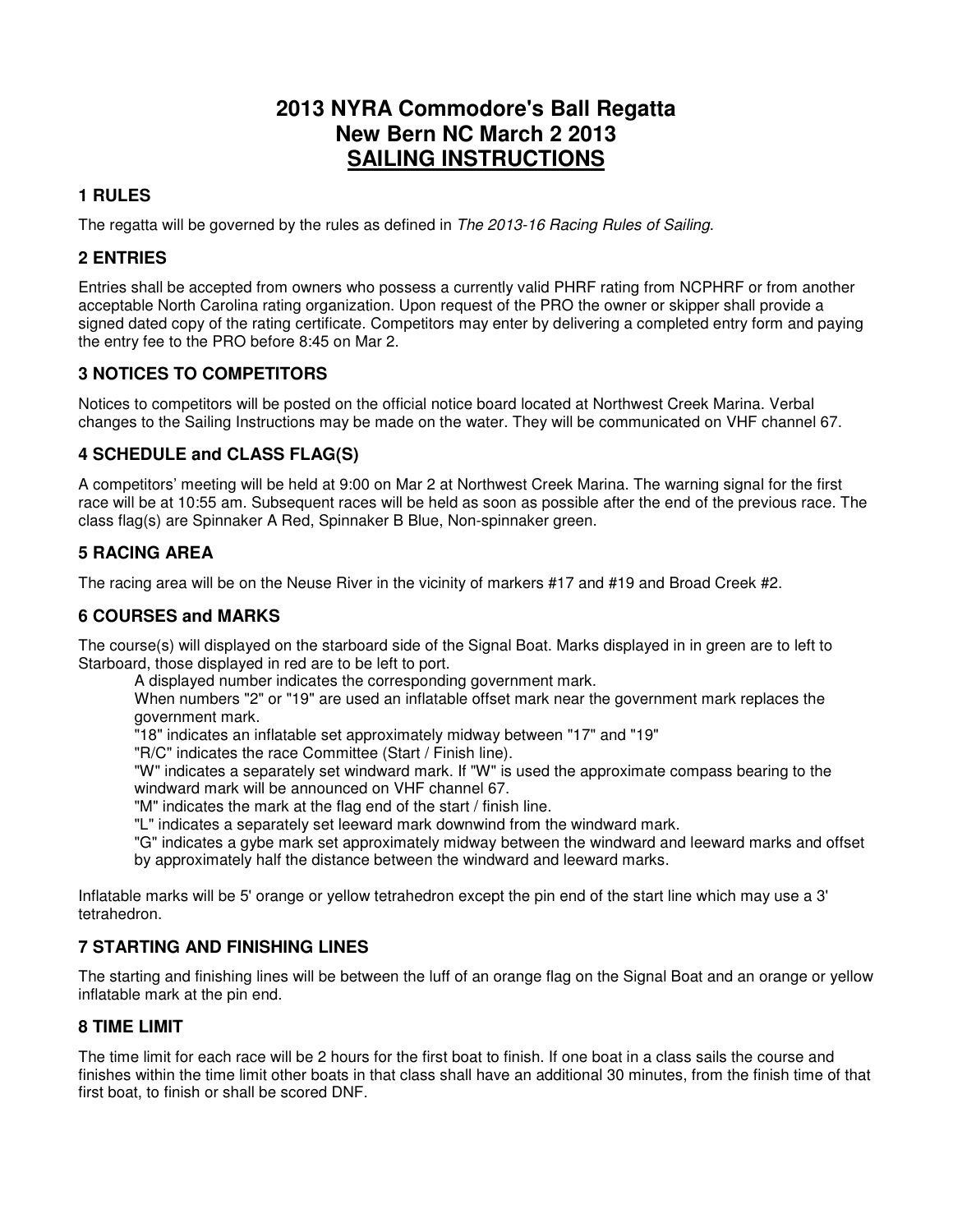# 2013 NYRA Commodore's Ball Regatta
# New Bern NC March 2 2013
# SAILING INSTRUCTIONS

## 1 RULES

The regatta will be governed by the rules as defined in *The 2013-16 Racing Rules of Sailing*.

## 2 ENTRIES

Entries shall be accepted from owners who possess a currently valid PHRF rating from NCPHRF or from another acceptable North Carolina rating organization. Upon request of the PRO the owner or skipper shall provide a signed dated copy of the rating certificate. Competitors may enter by delivering a completed entry form and paying the entry fee to the PRO before 8:45 on Mar 2.

## 3 NOTICES TO COMPETITORS

Notices to competitors will be posted on the official notice board located at Northwest Creek Marina. Verbal changes to the Sailing Instructions may be made on the water. They will be communicated on VHF channel 67.

## 4 SCHEDULE and CLASS FLAG(S)

A competitors' meeting will be held at 9:00 on Mar 2 at Northwest Creek Marina. The warning signal for the first race will be at 10:55 am. Subsequent races will be held as soon as possible after the end of the previous race. The class flag(s) are Spinnaker A Red, Spinnaker B Blue, Non-spinnaker green.

## 5 RACING AREA

The racing area will be on the Neuse River in the vicinity of markers #17 and #19 and Broad Creek #2.

## 6 COURSES and MARKS

The course(s) will displayed on the starboard side of the Signal Boat. Marks displayed in in green are to left to Starboard, those displayed in red are to be left to port.

A displayed number indicates the corresponding government mark.

When numbers "2" or "19" are used an inflatable offset mark near the government mark replaces the government mark.

"18" indicates an inflatable set approximately midway between "17" and "19"

"R/C" indicates the race Committee (Start / Finish line).

"W" indicates a separately set windward mark. If "W" is used the approximate compass bearing to the windward mark will be announced on VHF channel 67.

"M" indicates the mark at the flag end of the start / finish line.

"L" indicates a separately set leeward mark downwind from the windward mark.

"G" indicates a gybe mark set approximately midway between the windward and leeward marks and offset by approximately half the distance between the windward and leeward marks.

Inflatable marks will be 5' orange or yellow tetrahedron except the pin end of the start line which may use a 3' tetrahedron.

## 7 STARTING AND FINISHING LINES

The starting and finishing lines will be between the luff of an orange flag on the Signal Boat and an orange or yellow inflatable mark at the pin end.

## 8 TIME LIMIT

The time limit for each race will be 2 hours for the first boat to finish. If one boat in a class sails the course and finishes within the time limit other boats in that class shall have an additional 30 minutes, from the finish time of that first boat, to finish or shall be scored DNF.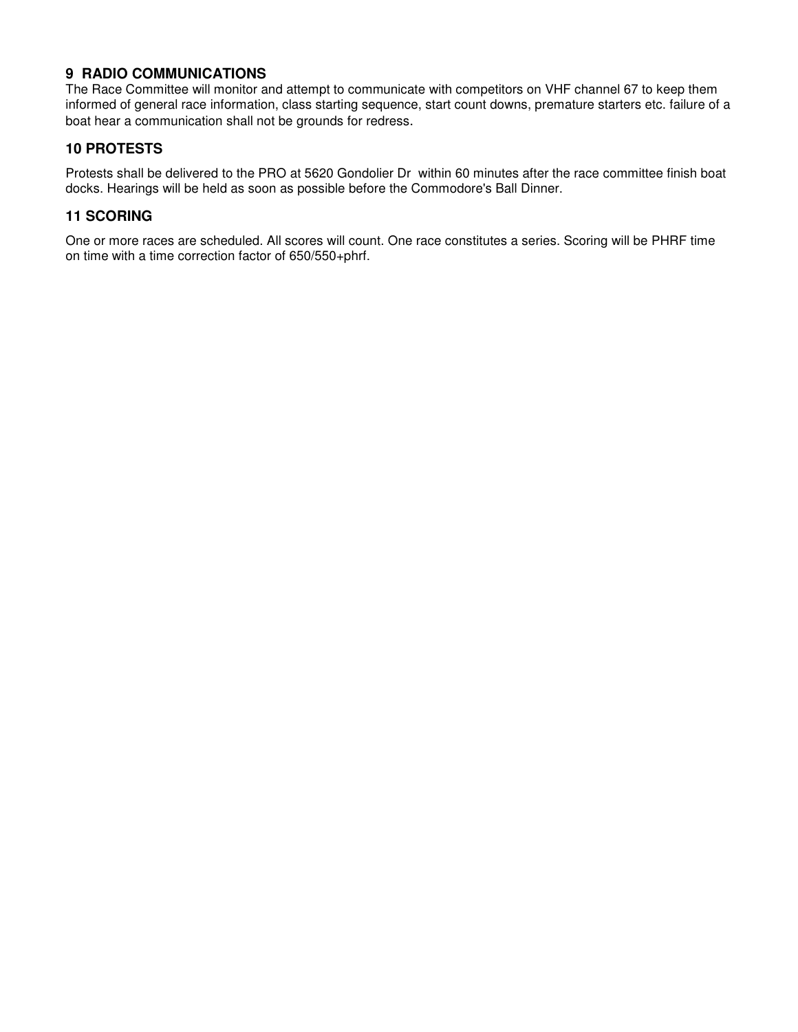## 9 RADIO COMMUNICATIONS

The Race Committee will monitor and attempt to communicate with competitors on VHF channel 67 to keep them informed of general race information, class starting sequence, start count downs, premature starters etc. failure of a boat hear a communication shall not be grounds for redress.

## 10 PROTESTS

Protests shall be delivered to the PRO at 5620 Gondolier Dr within 60 minutes after the race committee finish boat docks. Hearings will be held as soon as possible before the Commodore's Ball Dinner.

## 11 SCORING

One or more races are scheduled. All scores will count. One race constitutes a series. Scoring will be PHRF time on time with a time correction factor of 650/550+phrf.